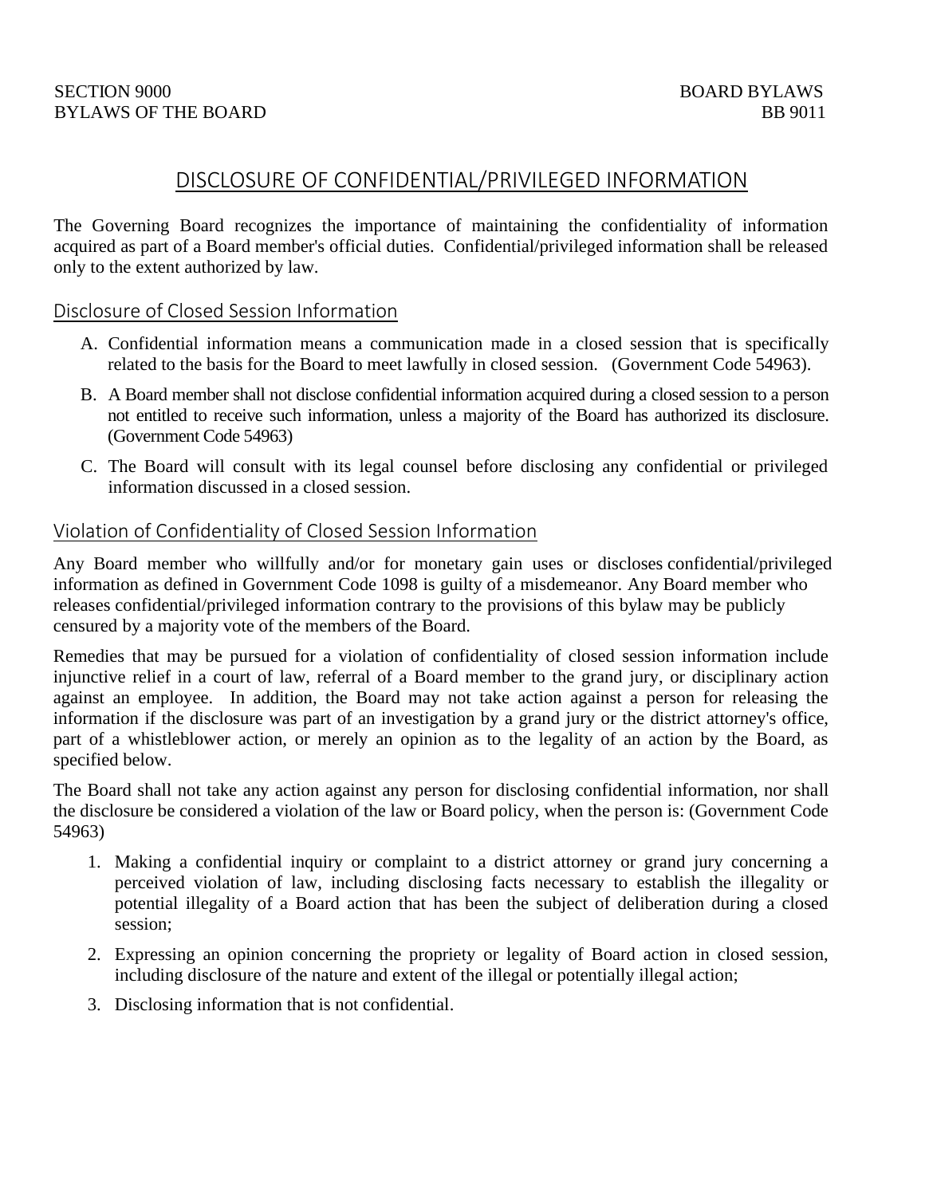SECTION 9000 BOARD BYLAWS
BYLAWS OF THE BOARD BB 9011

# DISCLOSURE OF CONFIDENTIAL/PRIVILEGED INFORMATION

The Governing Board recognizes the importance of maintaining the confidentiality of information acquired as part of a Board member's official duties. Confidential/privileged information shall be released only to the extent authorized by law.

## Disclosure of Closed Session Information

A. Confidential information means a communication made in a closed session that is specifically related to the basis for the Board to meet lawfully in closed session. (Government Code 54963).

B. A Board member shall not disclose confidential information acquired during a closed session to a person not entitled to receive such information, unless a majority of the Board has authorized its disclosure. (Government Code 54963)

C. The Board will consult with its legal counsel before disclosing any confidential or privileged information discussed in a closed session.

## Violation of Confidentiality of Closed Session Information

Any Board member who willfully and/or for monetary gain uses or discloses confidential/privileged information as defined in Government Code 1098 is guilty of a misdemeanor. Any Board member who releases confidential/privileged information contrary to the provisions of this bylaw may be publicly censured by a majority vote of the members of the Board.

Remedies that may be pursued for a violation of confidentiality of closed session information include injunctive relief in a court of law, referral of a Board member to the grand jury, or disciplinary action against an employee. In addition, the Board may not take action against a person for releasing the information if the disclosure was part of an investigation by a grand jury or the district attorney's office, part of a whistleblower action, or merely an opinion as to the legality of an action by the Board, as specified below.

The Board shall not take any action against any person for disclosing confidential information, nor shall the disclosure be considered a violation of the law or Board policy, when the person is: (Government Code 54963)

1. Making a confidential inquiry or complaint to a district attorney or grand jury concerning a perceived violation of law, including disclosing facts necessary to establish the illegality or potential illegality of a Board action that has been the subject of deliberation during a closed session;
2. Expressing an opinion concerning the propriety or legality of Board action in closed session, including disclosure of the nature and extent of the illegal or potentially illegal action;
3. Disclosing information that is not confidential.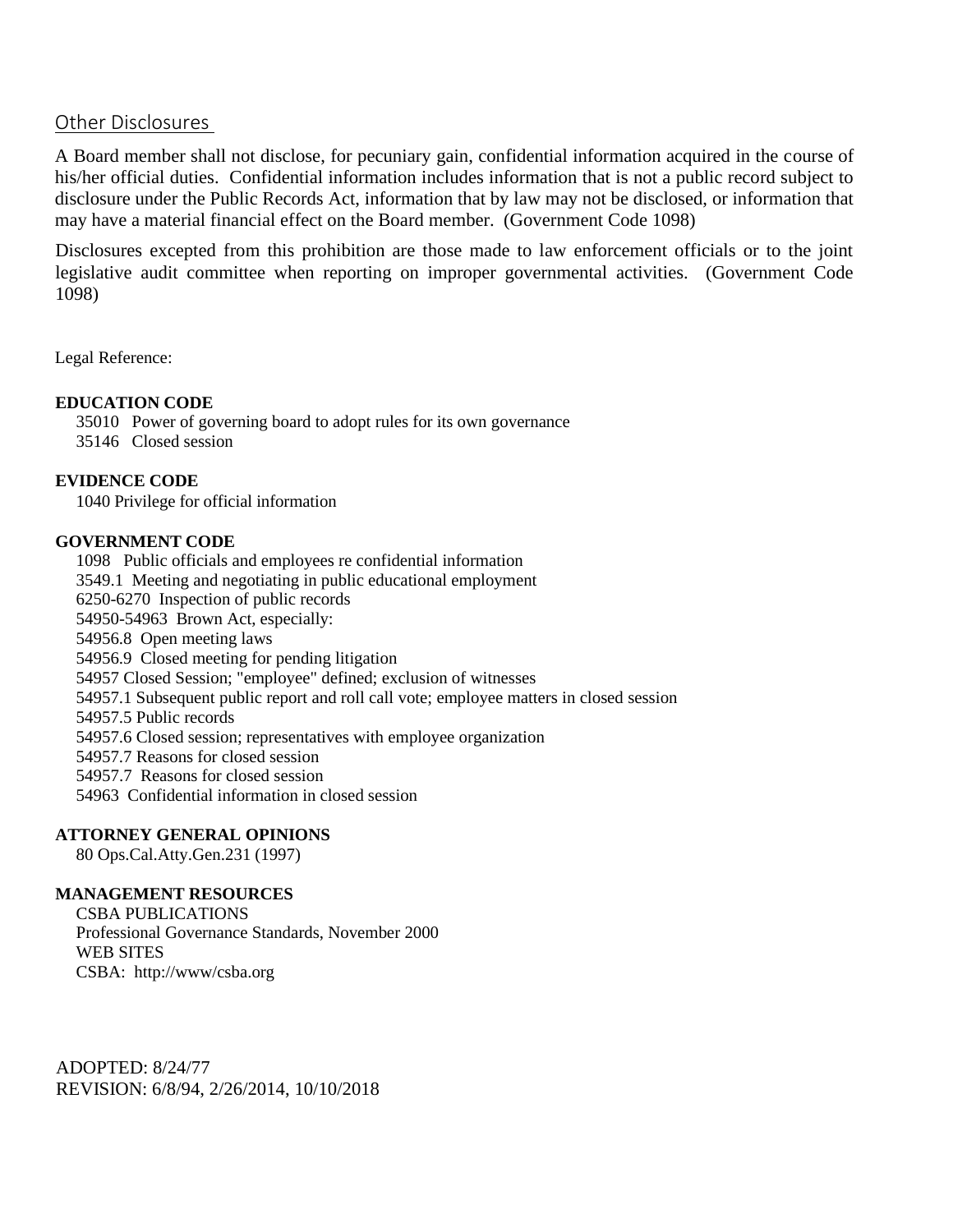## Other Disclosures

A Board member shall not disclose, for pecuniary gain, confidential information acquired in the course of his/her official duties. Confidential information includes information that is not a public record subject to disclosure under the Public Records Act, information that by law may not be disclosed, or information that may have a material financial effect on the Board member. (Government Code 1098)

Disclosures excepted from this prohibition are those made to law enforcement officials or to the joint legislative audit committee when reporting on improper governmental activities. (Government Code 1098)

Legal Reference:

**EDUCATION CODE**

35010 Power of governing board to adopt rules for its own governance
35146 Closed session

**EVIDENCE CODE**

1040 Privilege for official information

**GOVERNMENT CODE**

1098 Public officials and employees re confidential information
3549.1 Meeting and negotiating in public educational employment
6250-6270 Inspection of public records
54950-54963 Brown Act, especially:
54956.8 Open meeting laws
54956.9 Closed meeting for pending litigation
54957 Closed Session; "employee" defined; exclusion of witnesses
54957.1 Subsequent public report and roll call vote; employee matters in closed session
54957.5 Public records
54957.6 Closed session; representatives with employee organization
54957.7 Reasons for closed session
54957.7 Reasons for closed session
54963 Confidential information in closed session

**ATTORNEY GENERAL OPINIONS**

80 Ops.Cal.Atty.Gen.231 (1997)

**MANAGEMENT RESOURCES**

CSBA PUBLICATIONS
Professional Governance Standards, November 2000
WEB SITES
CSBA: http://www/csba.org

ADOPTED: 8/24/77
REVISION: 6/8/94, 2/26/2014, 10/10/2018